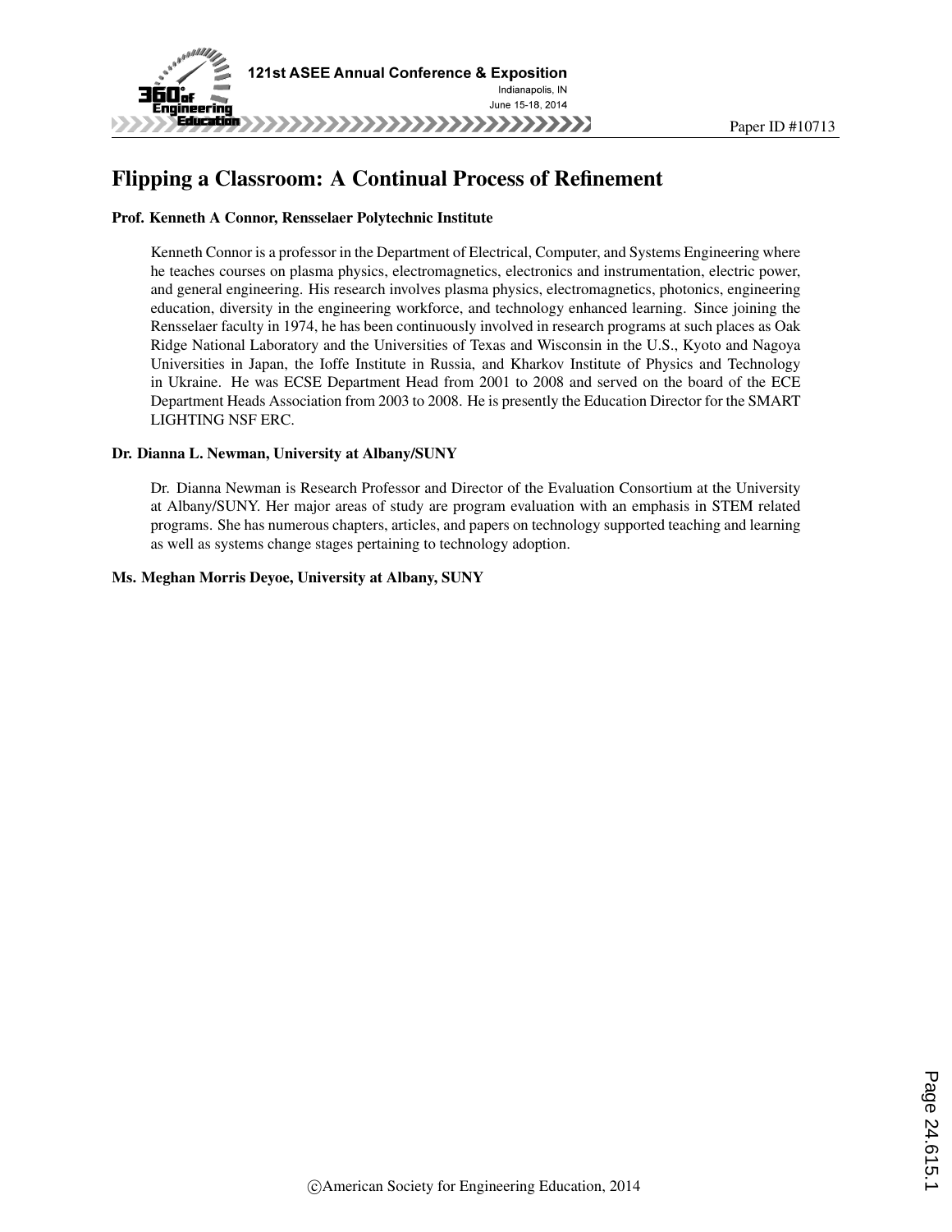# Flipping a Classroom: A Continual Process of Refinement

**Prof. Kenneth A Connor, Rensselaer Polytechnic Institute**

Kenneth Connor is a professor in the Department of Electrical, Computer, and Systems Engineering where he teaches courses on plasma physics, electromagnetics, electronics and instrumentation, electric power, and general engineering. His research involves plasma physics, electromagnetics, photonics, engineering education, diversity in the engineering workforce, and technology enhanced learning. Since joining the Rensselaer faculty in 1974, he has been continuously involved in research programs at such places as Oak Ridge National Laboratory and the Universities of Texas and Wisconsin in the U.S., Kyoto and Nagoya Universities in Japan, the Ioffe Institute in Russia, and Kharkov Institute of Physics and Technology in Ukraine. He was ECSE Department Head from 2001 to 2008 and served on the board of the ECE Department Heads Association from 2003 to 2008. He is presently the Education Director for the SMART LIGHTING NSF ERC.

**Dr. Dianna L. Newman, University at Albany/SUNY**

Dr. Dianna Newman is Research Professor and Director of the Evaluation Consortium at the University at Albany/SUNY. Her major areas of study are program evaluation with an emphasis in STEM related programs. She has numerous chapters, articles, and papers on technology supported teaching and learning as well as systems change stages pertaining to technology adoption.

**Ms. Meghan Morris Deyoe, University at Albany, SUNY**

©American Society for Engineering Education, 2014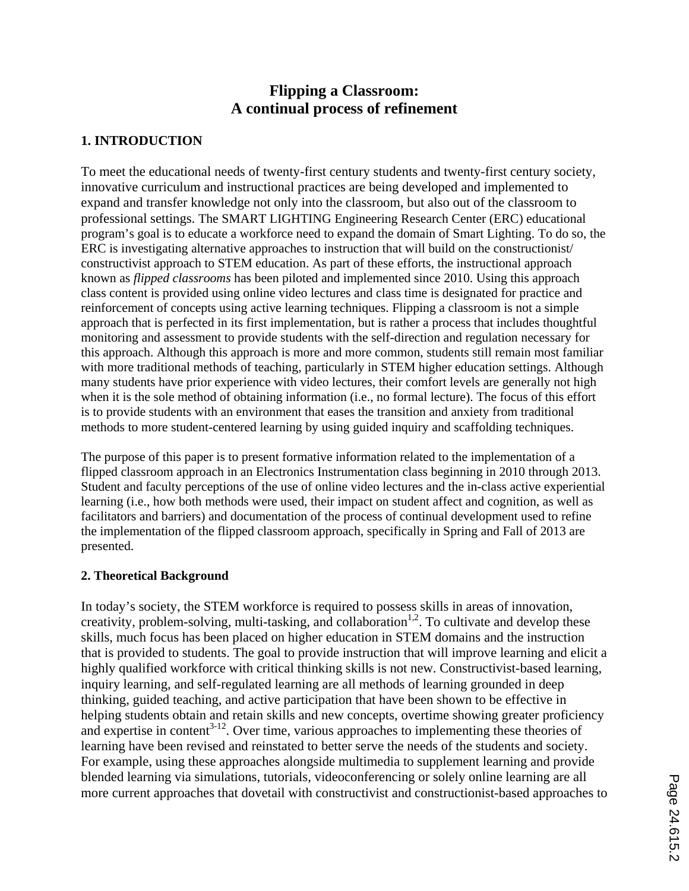# Flipping a Classroom:
# A continual process of refinement

## 1. INTRODUCTION

To meet the educational needs of twenty-first century students and twenty-first century society, innovative curriculum and instructional practices are being developed and implemented to expand and transfer knowledge not only into the classroom, but also out of the classroom to professional settings. The SMART LIGHTING Engineering Research Center (ERC) educational program's goal is to educate a workforce need to expand the domain of Smart Lighting. To do so, the ERC is investigating alternative approaches to instruction that will build on the constructionist/ constructivist approach to STEM education. As part of these efforts, the instructional approach known as *flipped classrooms* has been piloted and implemented since 2010. Using this approach class content is provided using online video lectures and class time is designated for practice and reinforcement of concepts using active learning techniques. Flipping a classroom is not a simple approach that is perfected in its first implementation, but is rather a process that includes thoughtful monitoring and assessment to provide students with the self-direction and regulation necessary for this approach. Although this approach is more and more common, students still remain most familiar with more traditional methods of teaching, particularly in STEM higher education settings. Although many students have prior experience with video lectures, their comfort levels are generally not high when it is the sole method of obtaining information (i.e., no formal lecture). The focus of this effort is to provide students with an environment that eases the transition and anxiety from traditional methods to more student-centered learning by using guided inquiry and scaffolding techniques.

The purpose of this paper is to present formative information related to the implementation of a flipped classroom approach in an Electronics Instrumentation class beginning in 2010 through 2013. Student and faculty perceptions of the use of online video lectures and the in-class active experiential learning (i.e., how both methods were used, their impact on student affect and cognition, as well as facilitators and barriers) and documentation of the process of continual development used to refine the implementation of the flipped classroom approach, specifically in Spring and Fall of 2013 are presented.

## 2. Theoretical Background

In today's society, the STEM workforce is required to possess skills in areas of innovation, creativity, problem-solving, multi-tasking, and collaboration[1,2]. To cultivate and develop these skills, much focus has been placed on higher education in STEM domains and the instruction that is provided to students. The goal to provide instruction that will improve learning and elicit a highly qualified workforce with critical thinking skills is not new. Constructivist-based learning, inquiry learning, and self-regulated learning are all methods of learning grounded in deep thinking, guided teaching, and active participation that have been shown to be effective in helping students obtain and retain skills and new concepts, overtime showing greater proficiency and expertise in content[3-12]. Over time, various approaches to implementing these theories of learning have been revised and reinstated to better serve the needs of the students and society. For example, using these approaches alongside multimedia to supplement learning and provide blended learning via simulations, tutorials, videoconferencing or solely online learning are all more current approaches that dovetail with constructivist and constructionist-based approaches to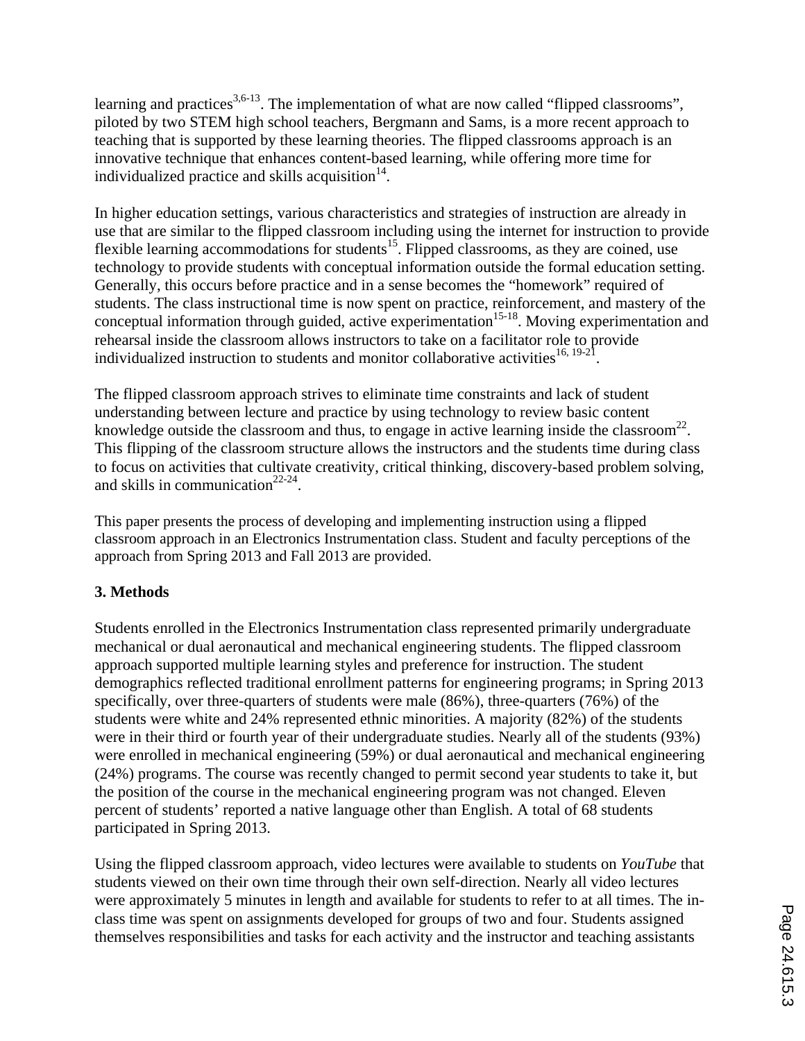learning and practices[3,6-13]. The implementation of what are now called "flipped classrooms", piloted by two STEM high school teachers, Bergmann and Sams, is a more recent approach to teaching that is supported by these learning theories. The flipped classrooms approach is an innovative technique that enhances content-based learning, while offering more time for individualized practice and skills acquisition[14].

In higher education settings, various characteristics and strategies of instruction are already in use that are similar to the flipped classroom including using the internet for instruction to provide flexible learning accommodations for students[15]. Flipped classrooms, as they are coined, use technology to provide students with conceptual information outside the formal education setting. Generally, this occurs before practice and in a sense becomes the "homework" required of students. The class instructional time is now spent on practice, reinforcement, and mastery of the conceptual information through guided, active experimentation[15-18]. Moving experimentation and rehearsal inside the classroom allows instructors to take on a facilitator role to provide individualized instruction to students and monitor collaborative activities[16, 19-21].

The flipped classroom approach strives to eliminate time constraints and lack of student understanding between lecture and practice by using technology to review basic content knowledge outside the classroom and thus, to engage in active learning inside the classroom[22]. This flipping of the classroom structure allows the instructors and the students time during class to focus on activities that cultivate creativity, critical thinking, discovery-based problem solving, and skills in communication[22-24].

This paper presents the process of developing and implementing instruction using a flipped classroom approach in an Electronics Instrumentation class. Student and faculty perceptions of the approach from Spring 2013 and Fall 2013 are provided.

## 3. Methods

Students enrolled in the Electronics Instrumentation class represented primarily undergraduate mechanical or dual aeronautical and mechanical engineering students. The flipped classroom approach supported multiple learning styles and preference for instruction. The student demographics reflected traditional enrollment patterns for engineering programs; in Spring 2013 specifically, over three-quarters of students were male (86%), three-quarters (76%) of the students were white and 24% represented ethnic minorities. A majority (82%) of the students were in their third or fourth year of their undergraduate studies. Nearly all of the students (93%) were enrolled in mechanical engineering (59%) or dual aeronautical and mechanical engineering (24%) programs. The course was recently changed to permit second year students to take it, but the position of the course in the mechanical engineering program was not changed. Eleven percent of students' reported a native language other than English. A total of 68 students participated in Spring 2013.

Using the flipped classroom approach, video lectures were available to students on *YouTube* that students viewed on their own time through their own self-direction. Nearly all video lectures were approximately 5 minutes in length and available for students to refer to at all times. The in-class time was spent on assignments developed for groups of two and four. Students assigned themselves responsibilities and tasks for each activity and the instructor and teaching assistants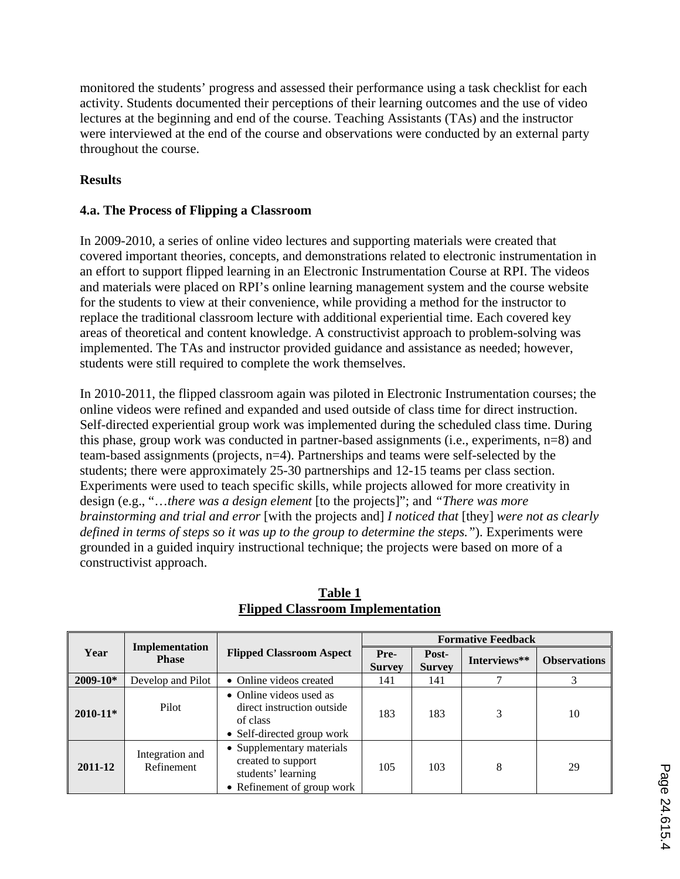monitored the students' progress and assessed their performance using a task checklist for each activity. Students documented their perceptions of their learning outcomes and the use of video lectures at the beginning and end of the course. Teaching Assistants (TAs) and the instructor were interviewed at the end of the course and observations were conducted by an external party throughout the course.

**Results**

### 4.a. The Process of Flipping a Classroom

In 2009-2010, a series of online video lectures and supporting materials were created that covered important theories, concepts, and demonstrations related to electronic instrumentation in an effort to support flipped learning in an Electronic Instrumentation Course at RPI. The videos and materials were placed on RPI's online learning management system and the course website for the students to view at their convenience, while providing a method for the instructor to replace the traditional classroom lecture with additional experiential time. Each covered key areas of theoretical and content knowledge. A constructivist approach to problem-solving was implemented. The TAs and instructor provided guidance and assistance as needed; however, students were still required to complete the work themselves.

In 2010-2011, the flipped classroom again was piloted in Electronic Instrumentation courses; the online videos were refined and expanded and used outside of class time for direct instruction. Self-directed experiential group work was implemented during the scheduled class time. During this phase, group work was conducted in partner-based assignments (i.e., experiments, n=8) and team-based assignments (projects, n=4). Partnerships and teams were self-selected by the students; there were approximately 25-30 partnerships and 12-15 teams per class section. Experiments were used to teach specific skills, while projects allowed for more creativity in design (e.g., "…*there was a design element* [to the projects]"; and *"There was more brainstorming and trial and error* [with the projects and] *I noticed that* [they] *were not as clearly defined in terms of steps so it was up to the group to determine the steps."*). Experiments were grounded in a guided inquiry instructional technique; the projects were based on more of a constructivist approach.

**Table 1**
**Flipped Classroom Implementation**

| Year | Implementation Phase | Flipped Classroom Aspect | Formative Feedback | | | |
|---|---|---|---|---|---|---|
| | | | Pre-Survey | Post-Survey | Interviews** | Observations |
| 2009-10* | Develop and Pilot | • Online videos created | 141 | 141 | 7 | 3 |
| 2010-11* | Pilot | • Online videos used as direct instruction outside of class<br>• Self-directed group work | 183 | 183 | 3 | 10 |
| 2011-12 | Integration and Refinement | • Supplementary materials created to support students' learning<br>• Refinement of group work | 105 | 103 | 8 | 29 |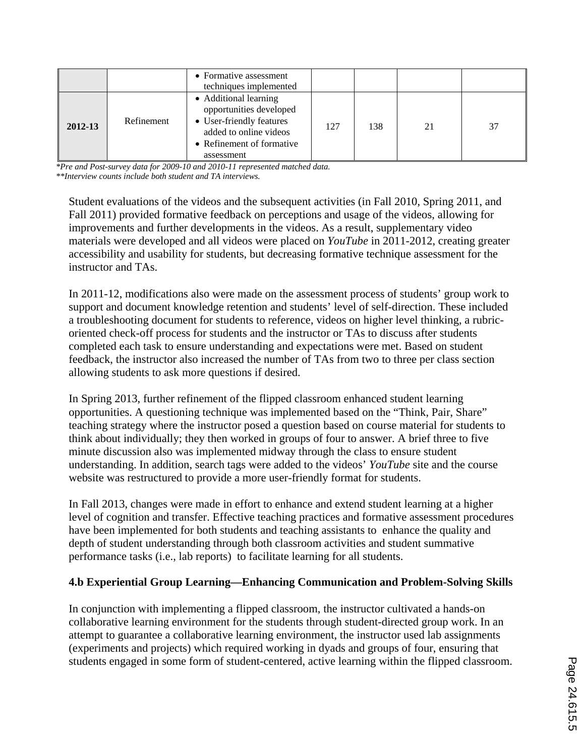| | | | | | | |
|---|---|---|---|---|---|---|
| | | • Formative assessment techniques implemented | | | | |
| **2012-13** | Refinement | • Additional learning opportunities developed<br>• User-friendly features added to online videos<br>• Refinement of formative assessment | 127 | 138 | 21 | 37 |

*\*Pre and Post-survey data for 2009-10 and 2010-11 represented matched data.*
*\*\*Interview counts include both student and TA interviews.*

Student evaluations of the videos and the subsequent activities (in Fall 2010, Spring 2011, and Fall 2011) provided formative feedback on perceptions and usage of the videos, allowing for improvements and further developments in the videos. As a result, supplementary video materials were developed and all videos were placed on *YouTube* in 2011-2012, creating greater accessibility and usability for students, but decreasing formative technique assessment for the instructor and TAs.

In 2011-12, modifications also were made on the assessment process of students' group work to support and document knowledge retention and students' level of self-direction. These included a troubleshooting document for students to reference, videos on higher level thinking, a rubric-oriented check-off process for students and the instructor or TAs to discuss after students completed each task to ensure understanding and expectations were met. Based on student feedback, the instructor also increased the number of TAs from two to three per class section allowing students to ask more questions if desired.

In Spring 2013, further refinement of the flipped classroom enhanced student learning opportunities. A questioning technique was implemented based on the "Think, Pair, Share" teaching strategy where the instructor posed a question based on course material for students to think about individually; they then worked in groups of four to answer. A brief three to five minute discussion also was implemented midway through the class to ensure student understanding. In addition, search tags were added to the videos' *YouTube* site and the course website was restructured to provide a more user-friendly format for students.

In Fall 2013, changes were made in effort to enhance and extend student learning at a higher level of cognition and transfer. Effective teaching practices and formative assessment procedures have been implemented for both students and teaching assistants to enhance the quality and depth of student understanding through both classroom activities and student summative performance tasks (i.e., lab reports) to facilitate learning for all students.

### 4.b Experiential Group Learning—Enhancing Communication and Problem-Solving Skills

In conjunction with implementing a flipped classroom, the instructor cultivated a hands-on collaborative learning environment for the students through student-directed group work. In an attempt to guarantee a collaborative learning environment, the instructor used lab assignments (experiments and projects) which required working in dyads and groups of four, ensuring that students engaged in some form of student-centered, active learning within the flipped classroom.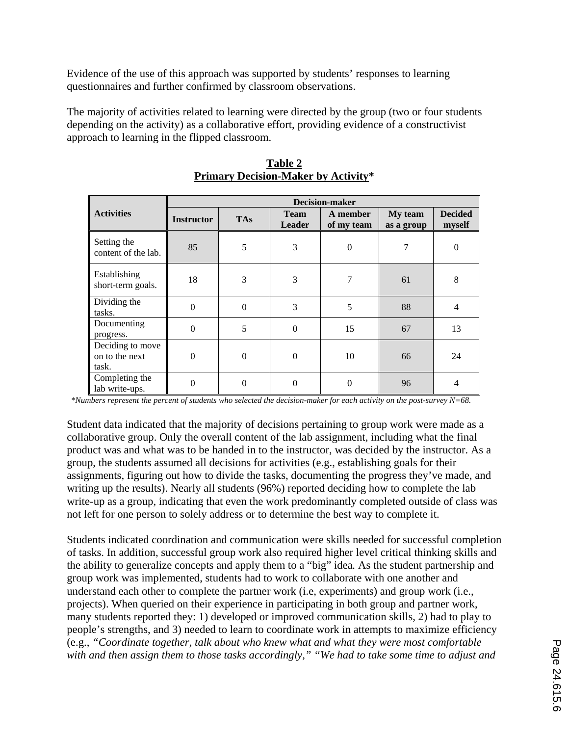Evidence of the use of this approach was supported by students' responses to learning questionnaires and further confirmed by classroom observations.

The majority of activities related to learning were directed by the group (two or four students depending on the activity) as a collaborative effort, providing evidence of a constructivist approach to learning in the flipped classroom.

**Table 2**
**Primary Decision-Maker by Activity***

| Activities | Decision-maker | | | | | |
|---|---|---|---|---|---|---|
| | Instructor | TAs | Team Leader | A member of my team | My team as a group | Decided myself |
| Setting the content of the lab. | 85 | 5 | 3 | 0 | 7 | 0 |
| Establishing short-term goals. | 18 | 3 | 3 | 7 | 61 | 8 |
| Dividing the tasks. | 0 | 0 | 3 | 5 | 88 | 4 |
| Documenting progress. | 0 | 5 | 0 | 15 | 67 | 13 |
| Deciding to move on to the next task. | 0 | 0 | 0 | 10 | 66 | 24 |
| Completing the lab write-ups. | 0 | 0 | 0 | 0 | 96 | 4 |

*\*Numbers represent the percent of students who selected the decision-maker for each activity on the post-survey N=68.*

Student data indicated that the majority of decisions pertaining to group work were made as a collaborative group. Only the overall content of the lab assignment, including what the final product was and what was to be handed in to the instructor, was decided by the instructor. As a group, the students assumed all decisions for activities (e.g., establishing goals for their assignments, figuring out how to divide the tasks, documenting the progress they've made, and writing up the results). Nearly all students (96%) reported deciding how to complete the lab write-up as a group, indicating that even the work predominantly completed outside of class was not left for one person to solely address or to determine the best way to complete it.

Students indicated coordination and communication were skills needed for successful completion of tasks. In addition, successful group work also required higher level critical thinking skills and the ability to generalize concepts and apply them to a "big" idea. As the student partnership and group work was implemented, students had to work to collaborate with one another and understand each other to complete the partner work (i.e, experiments) and group work (i.e., projects). When queried on their experience in participating in both group and partner work, many students reported they: 1) developed or improved communication skills, 2) had to play to people's strengths, and 3) needed to learn to coordinate work in attempts to maximize efficiency (e.g., *"Coordinate together, talk about who knew what and what they were most comfortable with and then assign them to those tasks accordingly," "We had to take some time to adjust and*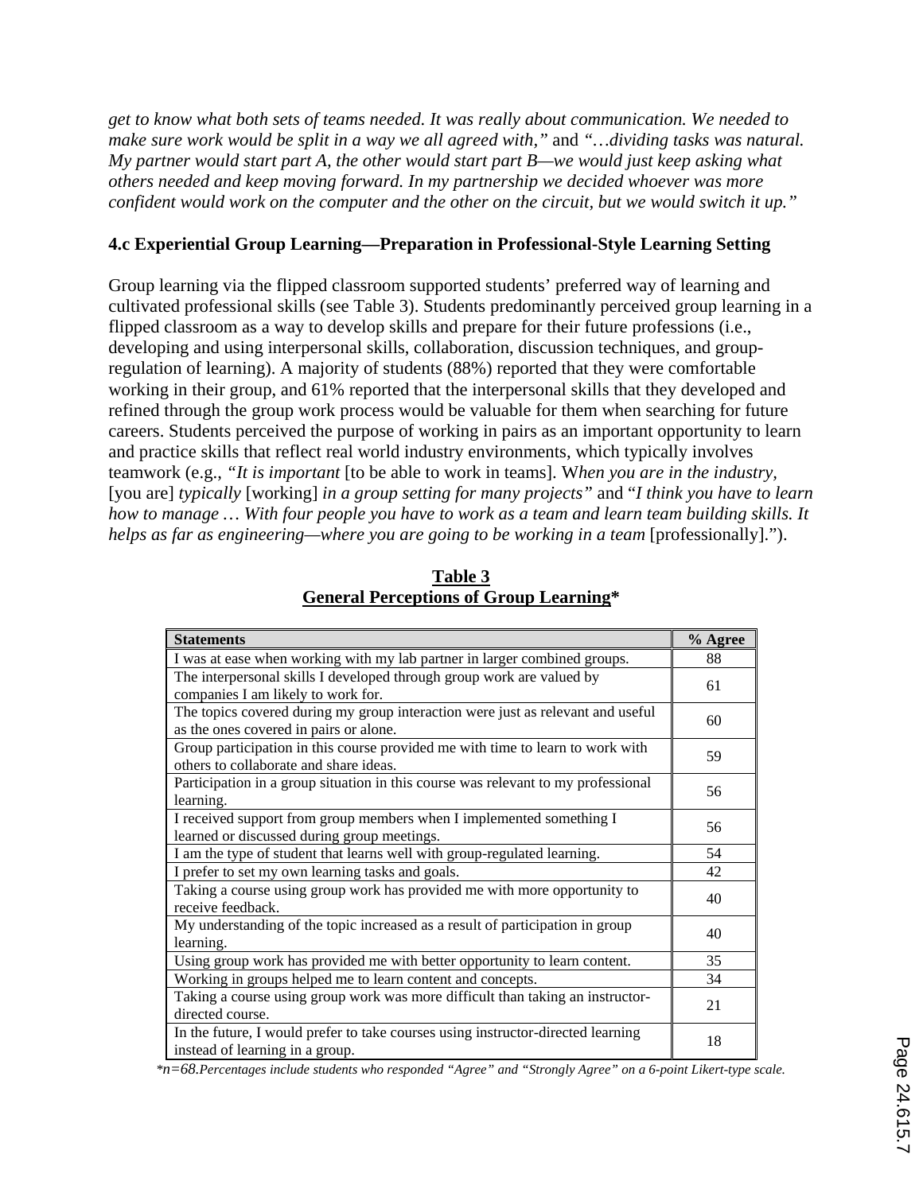*get to know what both sets of teams needed. It was really about communication. We needed to make sure work would be split in a way we all agreed with,"* and *"…dividing tasks was natural. My partner would start part A, the other would start part B—we would just keep asking what others needed and keep moving forward. In my partnership we decided whoever was more confident would work on the computer and the other on the circuit, but we would switch it up."*

### 4.c Experiential Group Learning—Preparation in Professional-Style Learning Setting

Group learning via the flipped classroom supported students' preferred way of learning and cultivated professional skills (see Table 3). Students predominantly perceived group learning in a flipped classroom as a way to develop skills and prepare for their future professions (i.e., developing and using interpersonal skills, collaboration, discussion techniques, and group-regulation of learning). A majority of students (88%) reported that they were comfortable working in their group, and 61% reported that the interpersonal skills that they developed and refined through the group work process would be valuable for them when searching for future careers. Students perceived the purpose of working in pairs as an important opportunity to learn and practice skills that reflect real world industry environments, which typically involves teamwork (e.g., *"It is important* [to be able to work in teams]. W*hen you are in the industry,* [you are] *typically* [working] *in a group setting for many projects"* and "*I think you have to learn how to manage … With four people you have to work as a team and learn team building skills. It helps as far as engineering—where you are going to be working in a team* [professionally].").

**Table 3**
**General Perceptions of Group Learning***

| Statements | % Agree |
|---|---|
| I was at ease when working with my lab partner in larger combined groups. | 88 |
| The interpersonal skills I developed through group work are valued by companies I am likely to work for. | 61 |
| The topics covered during my group interaction were just as relevant and useful as the ones covered in pairs or alone. | 60 |
| Group participation in this course provided me with time to learn to work with others to collaborate and share ideas. | 59 |
| Participation in a group situation in this course was relevant to my professional learning. | 56 |
| I received support from group members when I implemented something I learned or discussed during group meetings. | 56 |
| I am the type of student that learns well with group-regulated learning. | 54 |
| I prefer to set my own learning tasks and goals. | 42 |
| Taking a course using group work has provided me with more opportunity to receive feedback. | 40 |
| My understanding of the topic increased as a result of participation in group learning. | 40 |
| Using group work has provided me with better opportunity to learn content. | 35 |
| Working in groups helped me to learn content and concepts. | 34 |
| Taking a course using group work was more difficult than taking an instructor-directed course. | 21 |
| In the future, I would prefer to take courses using instructor-directed learning instead of learning in a group. | 18 |

*\*n=68. Percentages include students who responded "Agree" and "Strongly Agree" on a 6-point Likert-type scale.*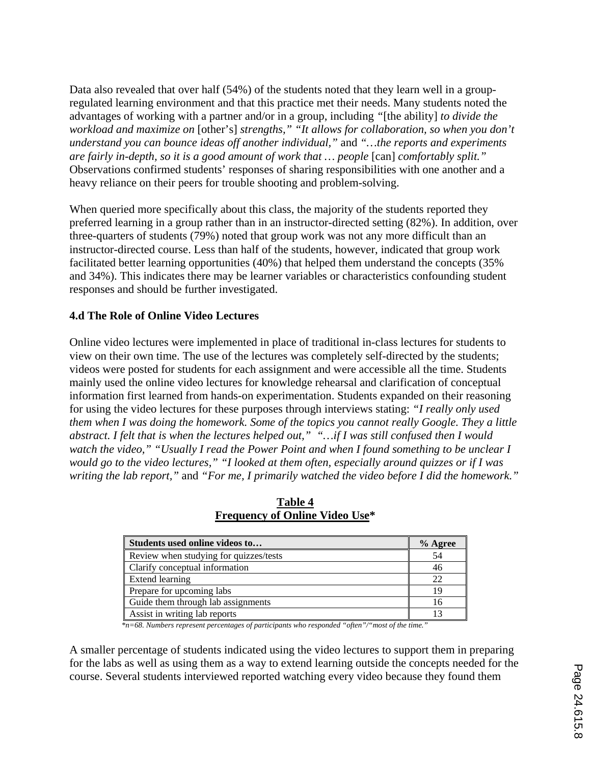Data also revealed that over half (54%) of the students noted that they learn well in a group-regulated learning environment and that this practice met their needs. Many students noted the advantages of working with a partner and/or in a group, including *"*[the ability] *to divide the workload and maximize on* [other's] *strengths," "It allows for collaboration, so when you don't understand you can bounce ideas off another individual,"* and *"…the reports and experiments are fairly in-depth, so it is a good amount of work that … people* [can] *comfortably split."* Observations confirmed students' responses of sharing responsibilities with one another and a heavy reliance on their peers for trouble shooting and problem-solving.

When queried more specifically about this class, the majority of the students reported they preferred learning in a group rather than in an instructor-directed setting (82%). In addition, over three-quarters of students (79%) noted that group work was not any more difficult than an instructor-directed course. Less than half of the students, however, indicated that group work facilitated better learning opportunities (40%) that helped them understand the concepts (35% and 34%). This indicates there may be learner variables or characteristics confounding student responses and should be further investigated.

**4.d The Role of Online Video Lectures**

Online video lectures were implemented in place of traditional in-class lectures for students to view on their own time. The use of the lectures was completely self-directed by the students; videos were posted for students for each assignment and were accessible all the time. Students mainly used the online video lectures for knowledge rehearsal and clarification of conceptual information first learned from hands-on experimentation. Students expanded on their reasoning for using the video lectures for these purposes through interviews stating: *"I really only used them when I was doing the homework. Some of the topics you cannot really Google. They a little abstract. I felt that is when the lectures helped out," "…if I was still confused then I would watch the video," "Usually I read the Power Point and when I found something to be unclear I would go to the video lectures," "I looked at them often, especially around quizzes or if I was writing the lab report,"* and *"For me, I primarily watched the video before I did the homework."*

**Table 4**
**Frequency of Online Video Use***

| Students used online videos to… | % Agree |
|---|---|
| Review when studying for quizzes/tests | 54 |
| Clarify conceptual information | 46 |
| Extend learning | 22 |
| Prepare for upcoming labs | 19 |
| Guide them through lab assignments | 16 |
| Assist in writing lab reports | 13 |

*\*n=68. Numbers represent percentages of participants who responded "often"/"most of the time."*

A smaller percentage of students indicated using the video lectures to support them in preparing for the labs as well as using them as a way to extend learning outside the concepts needed for the course. Several students interviewed reported watching every video because they found them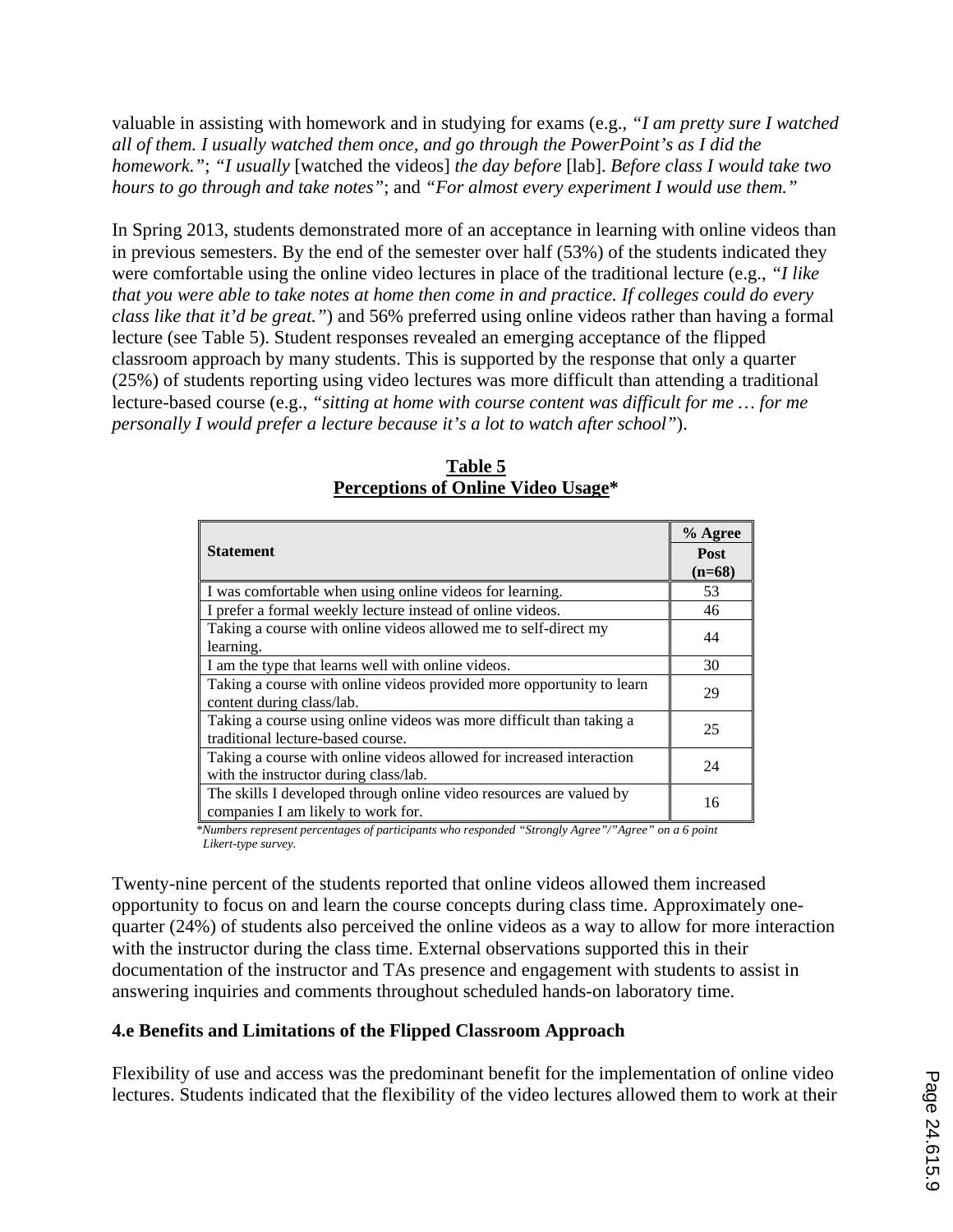valuable in assisting with homework and in studying for exams (e.g., *"I am pretty sure I watched all of them. I usually watched them once, and go through the PowerPoint's as I did the homework."*; *"I usually* [watched the videos] *the day before* [lab]. *Before class I would take two hours to go through and take notes"*; and *"For almost every experiment I would use them."*

In Spring 2013, students demonstrated more of an acceptance in learning with online videos than in previous semesters. By the end of the semester over half (53%) of the students indicated they were comfortable using the online video lectures in place of the traditional lecture (e.g., *"I like that you were able to take notes at home then come in and practice. If colleges could do every class like that it'd be great."*) and 56% preferred using online videos rather than having a formal lecture (see Table 5). Student responses revealed an emerging acceptance of the flipped classroom approach by many students. This is supported by the response that only a quarter (25%) of students reporting using video lectures was more difficult than attending a traditional lecture-based course (e.g., *"sitting at home with course content was difficult for me … for me personally I would prefer a lecture because it's a lot to watch after school"*).

**Table 5**
**Perceptions of Online Video Usage***

| Statement | % Agree Post (n=68) |
|---|---|
| I was comfortable when using online videos for learning. | 53 |
| I prefer a formal weekly lecture instead of online videos. | 46 |
| Taking a course with online videos allowed me to self-direct my learning. | 44 |
| I am the type that learns well with online videos. | 30 |
| Taking a course with online videos provided more opportunity to learn content during class/lab. | 29 |
| Taking a course using online videos was more difficult than taking a traditional lecture-based course. | 25 |
| Taking a course with online videos allowed for increased interaction with the instructor during class/lab. | 24 |
| The skills I developed through online video resources are valued by companies I am likely to work for. | 16 |

**Numbers represent percentages of participants who responded "Strongly Agree"/"Agree" on a 6 point Likert-type survey.*

Twenty-nine percent of the students reported that online videos allowed them increased opportunity to focus on and learn the course concepts during class time. Approximately one-quarter (24%) of students also perceived the online videos as a way to allow for more interaction with the instructor during the class time. External observations supported this in their documentation of the instructor and TAs presence and engagement with students to assist in answering inquiries and comments throughout scheduled hands-on laboratory time.

### 4.e Benefits and Limitations of the Flipped Classroom Approach

Flexibility of use and access was the predominant benefit for the implementation of online video lectures. Students indicated that the flexibility of the video lectures allowed them to work at their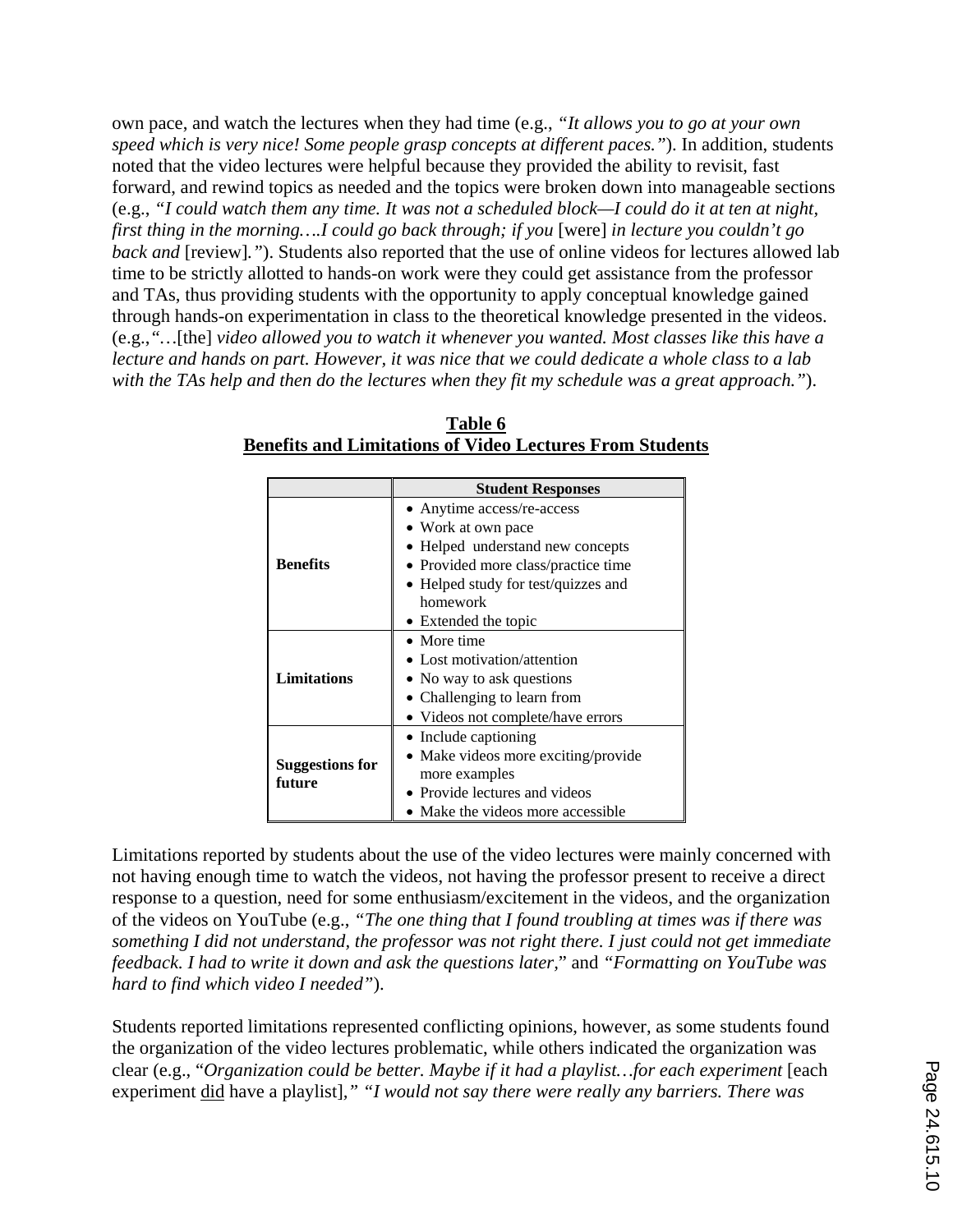own pace, and watch the lectures when they had time (e.g., *"It allows you to go at your own speed which is very nice! Some people grasp concepts at different paces."*). In addition, students noted that the video lectures were helpful because they provided the ability to revisit, fast forward, and rewind topics as needed and the topics were broken down into manageable sections (e.g., *"I could watch them any time. It was not a scheduled block—I could do it at ten at night, first thing in the morning….I could go back through; if you* [were] *in lecture you couldn't go back and* [review]*."*). Students also reported that the use of online videos for lectures allowed lab time to be strictly allotted to hands-on work were they could get assistance from the professor and TAs, thus providing students with the opportunity to apply conceptual knowledge gained through hands-on experimentation in class to the theoretical knowledge presented in the videos. (e.g.,*"…*[the] *video allowed you to watch it whenever you wanted. Most classes like this have a lecture and hands on part. However, it was nice that we could dedicate a whole class to a lab with the TAs help and then do the lectures when they fit my schedule was a great approach."*).

**Table 6**
**Benefits and Limitations of Video Lectures From Students**

| | **Student Responses** |
|---|---|
| **Benefits** | • Anytime access/re-access<br>• Work at own pace<br>• Helped understand new concepts<br>• Provided more class/practice time<br>• Helped study for test/quizzes and homework<br>• Extended the topic |
| **Limitations** | • More time<br>• Lost motivation/attention<br>• No way to ask questions<br>• Challenging to learn from<br>• Videos not complete/have errors |
| **Suggestions for future** | • Include captioning<br>• Make videos more exciting/provide more examples<br>• Provide lectures and videos<br>• Make the videos more accessible |

Limitations reported by students about the use of the video lectures were mainly concerned with not having enough time to watch the videos, not having the professor present to receive a direct response to a question, need for some enthusiasm/excitement in the videos, and the organization of the videos on YouTube (e.g., *"The one thing that I found troubling at times was if there was something I did not understand, the professor was not right there. I just could not get immediate feedback. I had to write it down and ask the questions later,"* and *"Formatting on YouTube was hard to find which video I needed"*).

Students reported limitations represented conflicting opinions, however, as some students found the organization of the video lectures problematic, while others indicated the organization was clear (e.g., "*Organization could be better. Maybe if it had a playlist…for each experiment* [each experiment <u>did</u> have a playlist]*," "I would not say there were really any barriers. There was*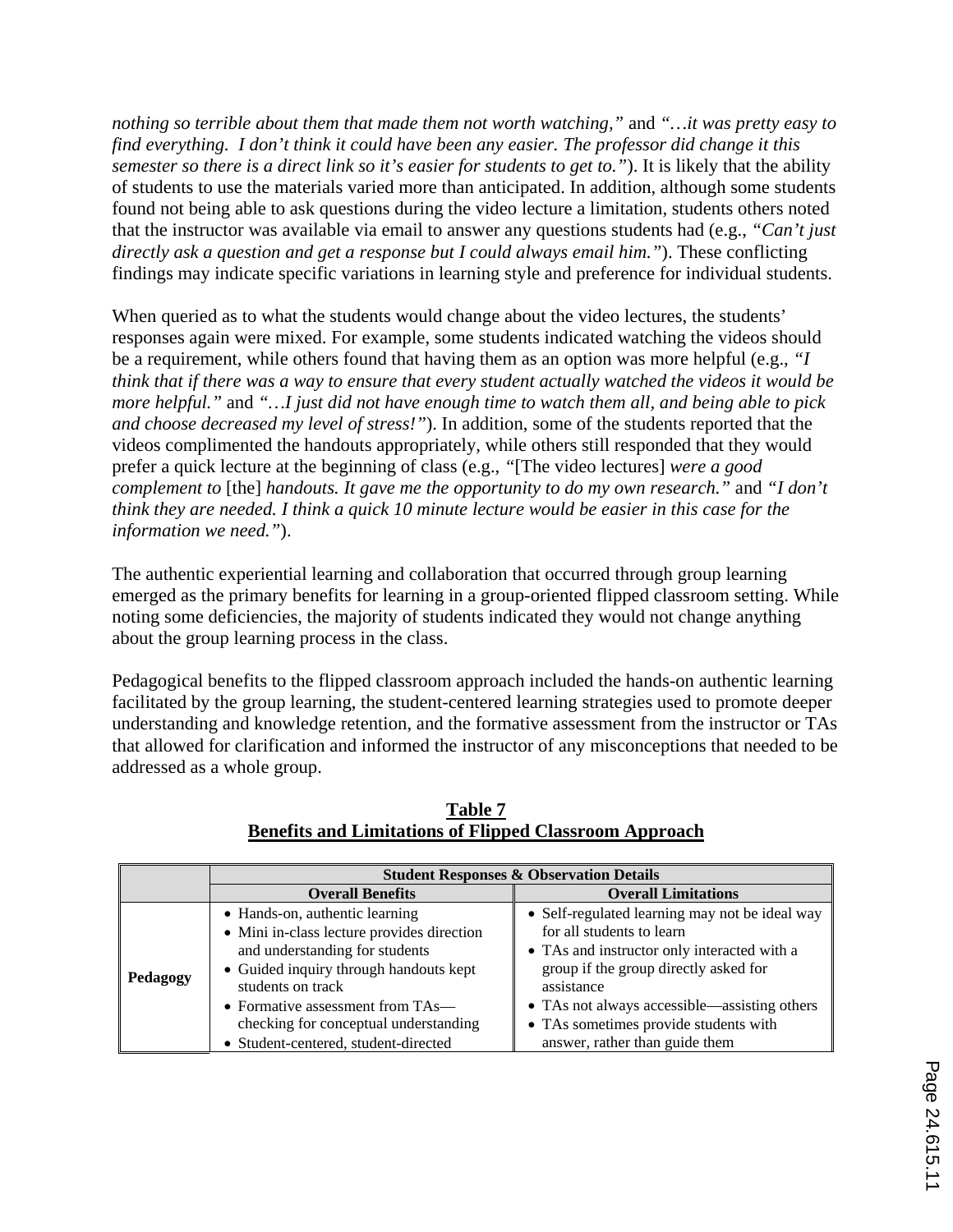*nothing so terrible about them that made them not worth watching,"* and *"…it was pretty easy to find everything. I don't think it could have been any easier. The professor did change it this semester so there is a direct link so it's easier for students to get to."*). It is likely that the ability of students to use the materials varied more than anticipated. In addition, although some students found not being able to ask questions during the video lecture a limitation, students others noted that the instructor was available via email to answer any questions students had (e.g., *"Can't just directly ask a question and get a response but I could always email him."*). These conflicting findings may indicate specific variations in learning style and preference for individual students.

When queried as to what the students would change about the video lectures, the students' responses again were mixed. For example, some students indicated watching the videos should be a requirement, while others found that having them as an option was more helpful (e.g., *"I think that if there was a way to ensure that every student actually watched the videos it would be more helpful."* and *"…I just did not have enough time to watch them all, and being able to pick and choose decreased my level of stress!"*). In addition, some of the students reported that the videos complimented the handouts appropriately, while others still responded that they would prefer a quick lecture at the beginning of class (e.g., *"*[The video lectures] *were a good complement to* [the] *handouts. It gave me the opportunity to do my own research."* and *"I don't think they are needed. I think a quick 10 minute lecture would be easier in this case for the information we need."*).

The authentic experiential learning and collaboration that occurred through group learning emerged as the primary benefits for learning in a group-oriented flipped classroom setting. While noting some deficiencies, the majority of students indicated they would not change anything about the group learning process in the class.

Pedagogical benefits to the flipped classroom approach included the hands-on authentic learning facilitated by the group learning, the student-centered learning strategies used to promote deeper understanding and knowledge retention, and the formative assessment from the instructor or TAs that allowed for clarification and informed the instructor of any misconceptions that needed to be addressed as a whole group.

**Table 7**
**Benefits and Limitations of Flipped Classroom Approach**

| | **Student Responses & Observation Details** | |
|---|---|---|
| | **Overall Benefits** | **Overall Limitations** |
| **Pedagogy** | • Hands-on, authentic learning<br>• Mini in-class lecture provides direction and understanding for students<br>• Guided inquiry through handouts kept students on track<br>• Formative assessment from TAs—checking for conceptual understanding<br>• Student-centered, student-directed | • Self-regulated learning may not be ideal way for all students to learn<br>• TAs and instructor only interacted with a group if the group directly asked for assistance<br>• TAs not always accessible—assisting others<br>• TAs sometimes provide students with answer, rather than guide them |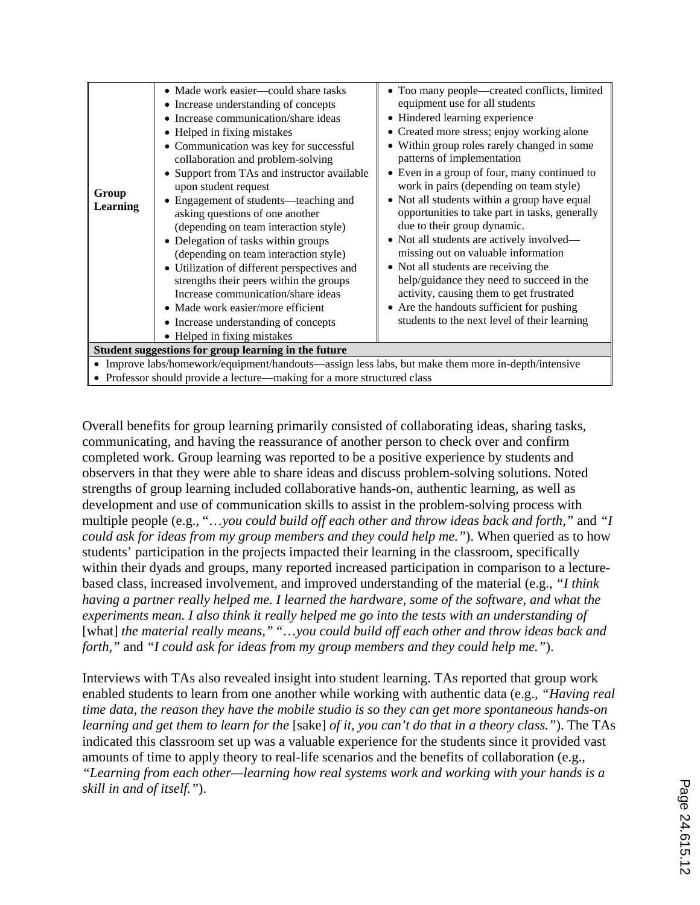| Group Learning | • Made work easier—could share tasks<br>• Increase understanding of concepts<br>• Increase communication/share ideas<br>• Helped in fixing mistakes<br>• Communication was key for successful collaboration and problem-solving<br>• Support from TAs and instructor available upon student request<br>• Engagement of students—teaching and asking questions of one another (depending on team interaction style)<br>• Delegation of tasks within groups (depending on team interaction style)<br>• Utilization of different perspectives and strengths their peers within the groups Increase communication/share ideas<br>• Made work easier/more efficient<br>• Increase understanding of concepts<br>• Helped in fixing mistakes | • Too many people—created conflicts, limited equipment use for all students<br>• Hindered learning experience<br>• Created more stress; enjoy working alone<br>• Within group roles rarely changed in some patterns of implementation<br>• Even in a group of four, many continued to work in pairs (depending on team style)<br>• Not all students within a group have equal opportunities to take part in tasks, generally due to their group dynamic.<br>• Not all students are actively involved—missing out on valuable information<br>• Not all students are receiving the help/guidance they need to succeed in the activity, causing them to get frustrated<br>• Are the handouts sufficient for pushing students to the next level of their learning |
|---|---|---|
| **Student suggestions for group learning in the future** | | |
| • Improve labs/homework/equipment/handouts—assign less labs, but make them more in-depth/intensive<br>• Professor should provide a lecture—making for a more structured class | | |

Overall benefits for group learning primarily consisted of collaborating ideas, sharing tasks, communicating, and having the reassurance of another person to check over and confirm completed work. Group learning was reported to be a positive experience by students and observers in that they were able to share ideas and discuss problem-solving solutions. Noted strengths of group learning included collaborative hands-on, authentic learning, as well as development and use of communication skills to assist in the problem-solving process with multiple people (e.g., "*…you could build off each other and throw ideas back and forth,"* and *"I could ask for ideas from my group members and they could help me."*). When queried as to how students' participation in the projects impacted their learning in the classroom, specifically within their dyads and groups, many reported increased participation in comparison to a lecture-based class, increased involvement, and improved understanding of the material (e.g., *"I think having a partner really helped me. I learned the hardware, some of the software, and what the experiments mean. I also think it really helped me go into the tests with an understanding of* [what] *the material really means," "…you could build off each other and throw ideas back and forth,"* and *"I could ask for ideas from my group members and they could help me."*).

Interviews with TAs also revealed insight into student learning. TAs reported that group work enabled students to learn from one another while working with authentic data (e.g., *"Having real time data, the reason they have the mobile studio is so they can get more spontaneous hands-on learning and get them to learn for the* [sake] *of it, you can't do that in a theory class."*). The TAs indicated this classroom set up was a valuable experience for the students since it provided vast amounts of time to apply theory to real-life scenarios and the benefits of collaboration (e.g., *"Learning from each other—learning how real systems work and working with your hands is a skill in and of itself."*).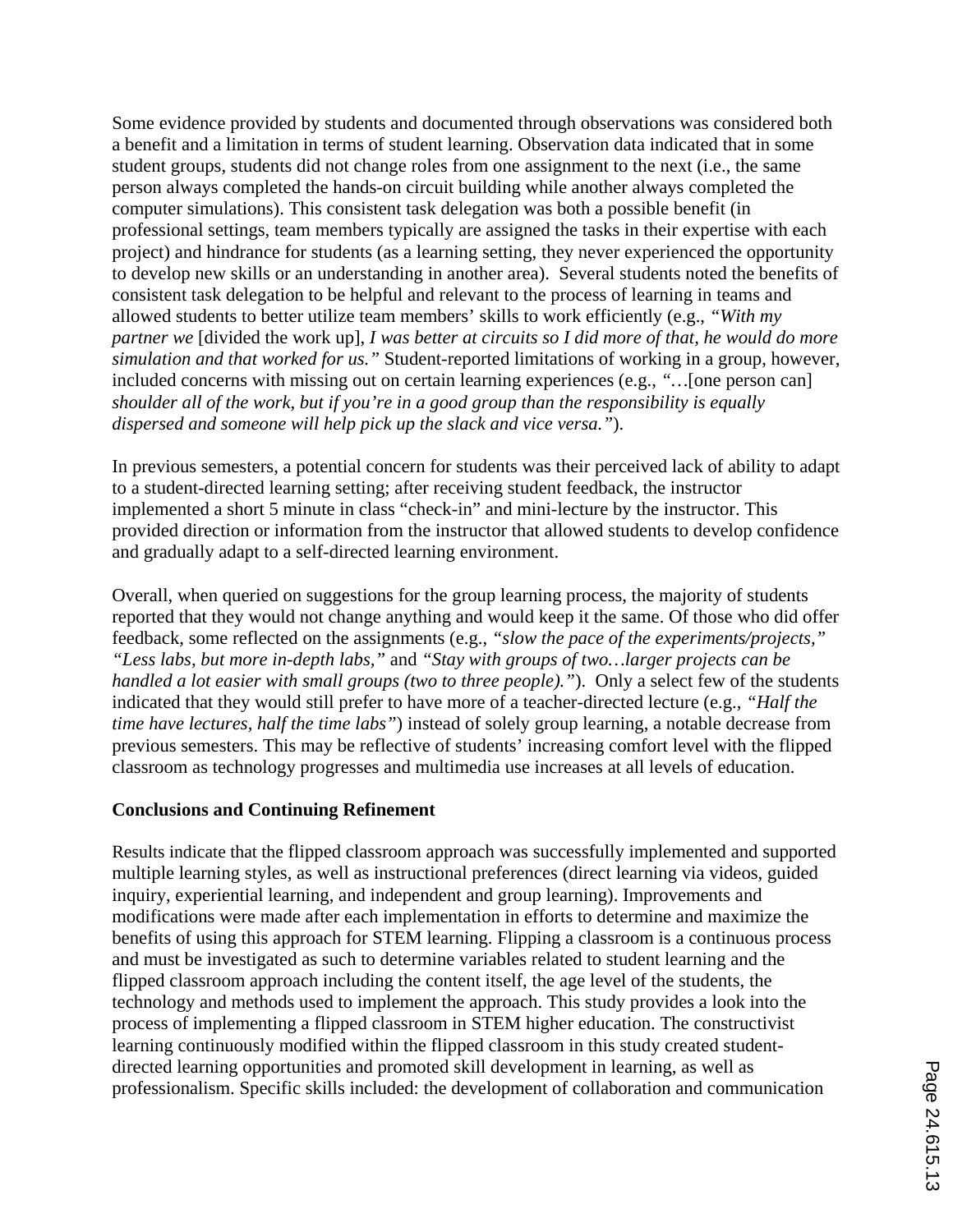Some evidence provided by students and documented through observations was considered both a benefit and a limitation in terms of student learning. Observation data indicated that in some student groups, students did not change roles from one assignment to the next (i.e., the same person always completed the hands-on circuit building while another always completed the computer simulations). This consistent task delegation was both a possible benefit (in professional settings, team members typically are assigned the tasks in their expertise with each project) and hindrance for students (as a learning setting, they never experienced the opportunity to develop new skills or an understanding in another area). Several students noted the benefits of consistent task delegation to be helpful and relevant to the process of learning in teams and allowed students to better utilize team members' skills to work efficiently (e.g., *"With my partner we* [divided the work up], *I was better at circuits so I did more of that, he would do more simulation and that worked for us."* Student-reported limitations of working in a group, however, included concerns with missing out on certain learning experiences (e.g., *"…*[one person can] *shoulder all of the work, but if you're in a good group than the responsibility is equally dispersed and someone will help pick up the slack and vice versa."*).

In previous semesters, a potential concern for students was their perceived lack of ability to adapt to a student-directed learning setting; after receiving student feedback, the instructor implemented a short 5 minute in class "check-in" and mini-lecture by the instructor. This provided direction or information from the instructor that allowed students to develop confidence and gradually adapt to a self-directed learning environment.

Overall, when queried on suggestions for the group learning process, the majority of students reported that they would not change anything and would keep it the same. Of those who did offer feedback, some reflected on the assignments (e.g., *"slow the pace of the experiments/projects," "Less labs, but more in-depth labs,"* and *"Stay with groups of two…larger projects can be handled a lot easier with small groups (two to three people)."*). Only a select few of the students indicated that they would still prefer to have more of a teacher-directed lecture (e.g., *"Half the time have lectures, half the time labs"*) instead of solely group learning, a notable decrease from previous semesters. This may be reflective of students' increasing comfort level with the flipped classroom as technology progresses and multimedia use increases at all levels of education.

## Conclusions and Continuing Refinement

Results indicate that the flipped classroom approach was successfully implemented and supported multiple learning styles, as well as instructional preferences (direct learning via videos, guided inquiry, experiential learning, and independent and group learning). Improvements and modifications were made after each implementation in efforts to determine and maximize the benefits of using this approach for STEM learning. Flipping a classroom is a continuous process and must be investigated as such to determine variables related to student learning and the flipped classroom approach including the content itself, the age level of the students, the technology and methods used to implement the approach. This study provides a look into the process of implementing a flipped classroom in STEM higher education. The constructivist learning continuously modified within the flipped classroom in this study created student-directed learning opportunities and promoted skill development in learning, as well as professionalism. Specific skills included: the development of collaboration and communication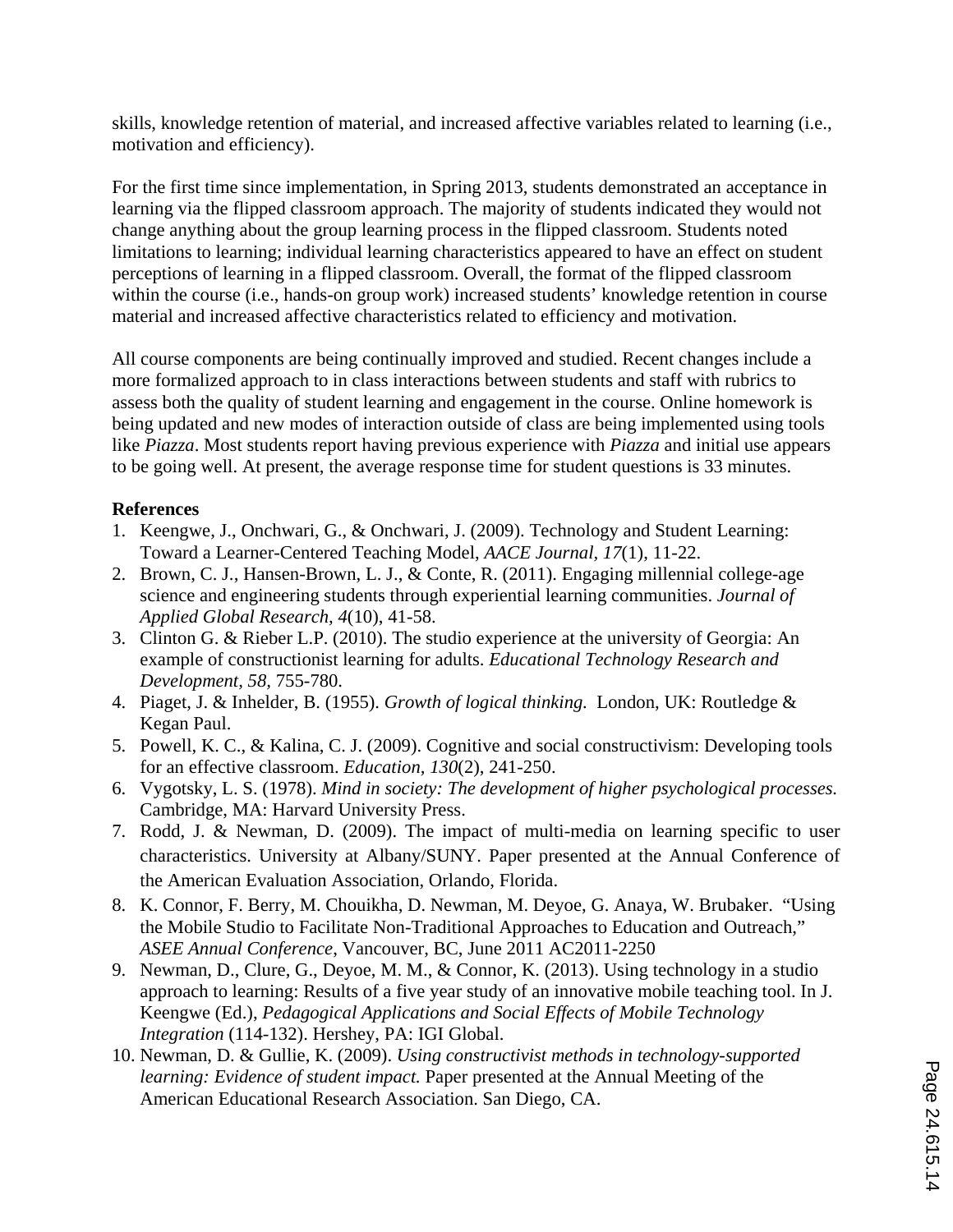skills, knowledge retention of material, and increased affective variables related to learning (i.e., motivation and efficiency).

For the first time since implementation, in Spring 2013, students demonstrated an acceptance in learning via the flipped classroom approach. The majority of students indicated they would not change anything about the group learning process in the flipped classroom. Students noted limitations to learning; individual learning characteristics appeared to have an effect on student perceptions of learning in a flipped classroom. Overall, the format of the flipped classroom within the course (i.e., hands-on group work) increased students' knowledge retention in course material and increased affective characteristics related to efficiency and motivation.

All course components are being continually improved and studied. Recent changes include a more formalized approach to in class interactions between students and staff with rubrics to assess both the quality of student learning and engagement in the course. Online homework is being updated and new modes of interaction outside of class are being implemented using tools like *Piazza*. Most students report having previous experience with *Piazza* and initial use appears to be going well. At present, the average response time for student questions is 33 minutes.

**References**

1. Keengwe, J., Onchwari, G., & Onchwari, J. (2009). Technology and Student Learning: Toward a Learner-Centered Teaching Model, *AACE Journal, 17*(1), 11-22.
2. Brown, C. J., Hansen-Brown, L. J., & Conte, R. (2011). Engaging millennial college-age science and engineering students through experiential learning communities. *Journal of Applied Global Research, 4*(10), 41-58.
3. Clinton G. & Rieber L.P. (2010). The studio experience at the university of Georgia: An example of constructionist learning for adults. *Educational Technology Research and Development, 58,* 755-780.
4. Piaget, J. & Inhelder, B. (1955). *Growth of logical thinking.* London, UK: Routledge & Kegan Paul.
5. Powell, K. C., & Kalina, C. J. (2009). Cognitive and social constructivism: Developing tools for an effective classroom. *Education, 130*(2), 241-250.
6. Vygotsky, L. S. (1978). *Mind in society: The development of higher psychological processes.* Cambridge, MA: Harvard University Press.
7. Rodd, J. & Newman, D. (2009). The impact of multi-media on learning specific to user characteristics. University at Albany/SUNY. Paper presented at the Annual Conference of the American Evaluation Association, Orlando, Florida.
8. K. Connor, F. Berry, M. Chouikha, D. Newman, M. Deyoe, G. Anaya, W. Brubaker. "Using the Mobile Studio to Facilitate Non-Traditional Approaches to Education and Outreach," *ASEE Annual Conference*, Vancouver, BC, June 2011 AC2011-2250
9. Newman, D., Clure, G., Deyoe, M. M., & Connor, K. (2013). Using technology in a studio approach to learning: Results of a five year study of an innovative mobile teaching tool. In J. Keengwe (Ed.), *Pedagogical Applications and Social Effects of Mobile Technology Integration* (114-132). Hershey, PA: IGI Global.
10. Newman, D. & Gullie, K. (2009). *Using constructivist methods in technology-supported learning: Evidence of student impact.* Paper presented at the Annual Meeting of the American Educational Research Association. San Diego, CA.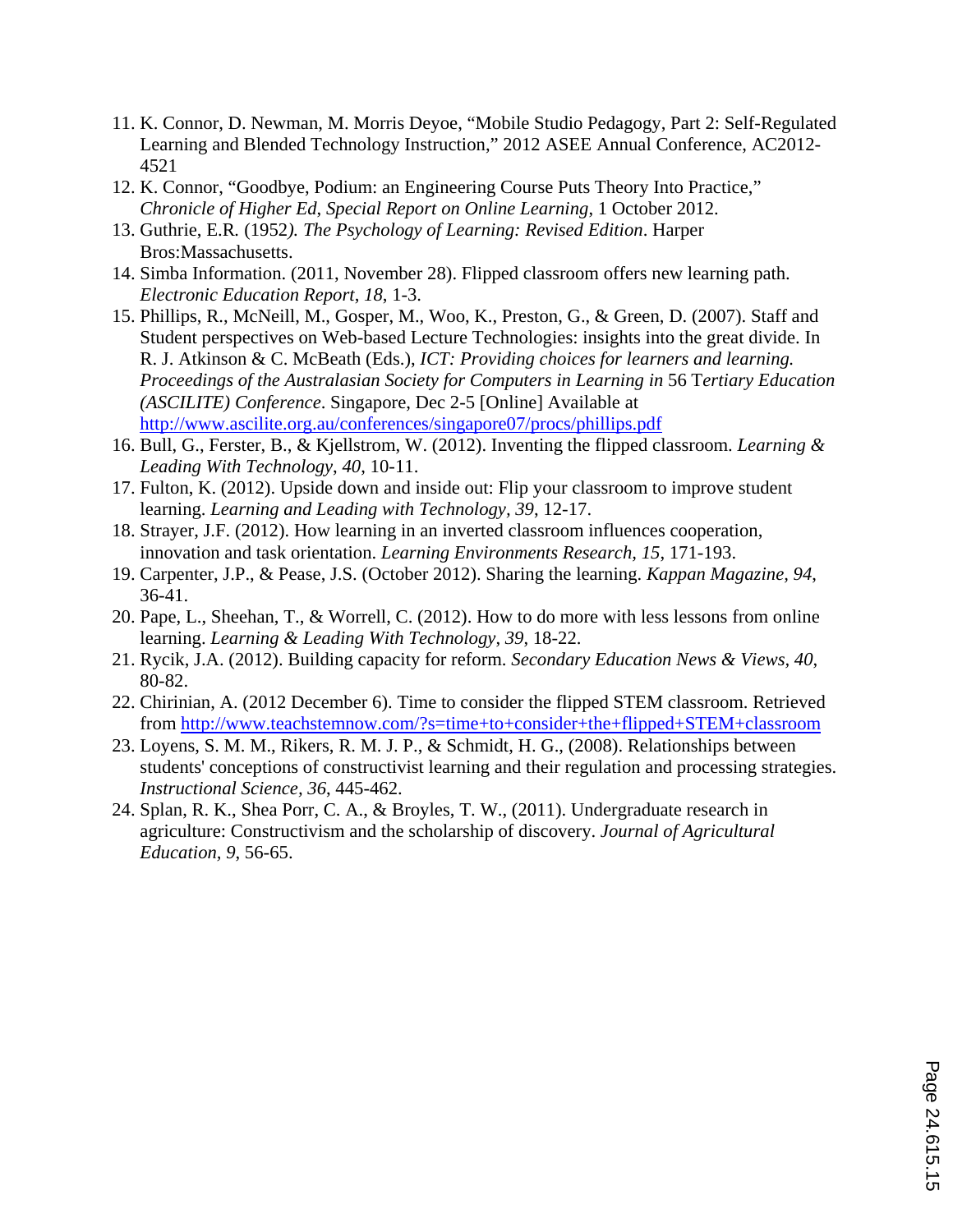11. K. Connor, D. Newman, M. Morris Deyoe, "Mobile Studio Pedagogy, Part 2: Self-Regulated Learning and Blended Technology Instruction," 2012 ASEE Annual Conference, AC2012-4521
12. K. Connor, "Goodbye, Podium: an Engineering Course Puts Theory Into Practice," *Chronicle of Higher Ed, Special Report on Online Learning*, 1 October 2012.
13. Guthrie, E.R. (1952*). The Psychology of Learning: Revised Edition*. Harper Bros:Massachusetts.
14. Simba Information. (2011, November 28). Flipped classroom offers new learning path. *Electronic Education Report*, *18*, 1-3.
15. Phillips, R., McNeill, M., Gosper, M., Woo, K., Preston, G., & Green, D. (2007). Staff and Student perspectives on Web-based Lecture Technologies: insights into the great divide. In R. J. Atkinson & C. McBeath (Eds.), *ICT: Providing choices for learners and learning. Proceedings of the Australasian Society for Computers in Learning in* 56 T*ertiary Education (ASCILITE) Conference*. Singapore, Dec 2-5 [Online] Available at http://www.ascilite.org.au/conferences/singapore07/procs/phillips.pdf
16. Bull, G., Ferster, B., & Kjellstrom, W. (2012). Inventing the flipped classroom. *Learning & Leading With Technology*, *40*, 10-11.
17. Fulton, K. (2012). Upside down and inside out: Flip your classroom to improve student learning. *Learning and Leading with Technology, 39*, 12-17.
18. Strayer, J.F. (2012). How learning in an inverted classroom influences cooperation, innovation and task orientation. *Learning Environments Research, 15*, 171-193.
19. Carpenter, J.P., & Pease, J.S. (October 2012). Sharing the learning. *Kappan Magazine, 94*, 36-41.
20. Pape, L., Sheehan, T., & Worrell, C. (2012). How to do more with less lessons from online learning. *Learning & Leading With Technology*, *39*, 18-22.
21. Rycik, J.A. (2012). Building capacity for reform. *Secondary Education News & Views*, *40*, 80-82.
22. Chirinian, A. (2012 December 6). Time to consider the flipped STEM classroom. Retrieved from http://www.teachstemnow.com/?s=time+to+consider+the+flipped+STEM+classroom
23. Loyens, S. M. M., Rikers, R. M. J. P., & Schmidt, H. G., (2008). Relationships between students' conceptions of constructivist learning and their regulation and processing strategies. *Instructional Science, 36*, 445-462.
24. Splan, R. K., Shea Porr, C. A., & Broyles, T. W., (2011). Undergraduate research in agriculture: Constructivism and the scholarship of discovery. *Journal of Agricultural Education, 9*, 56-65.